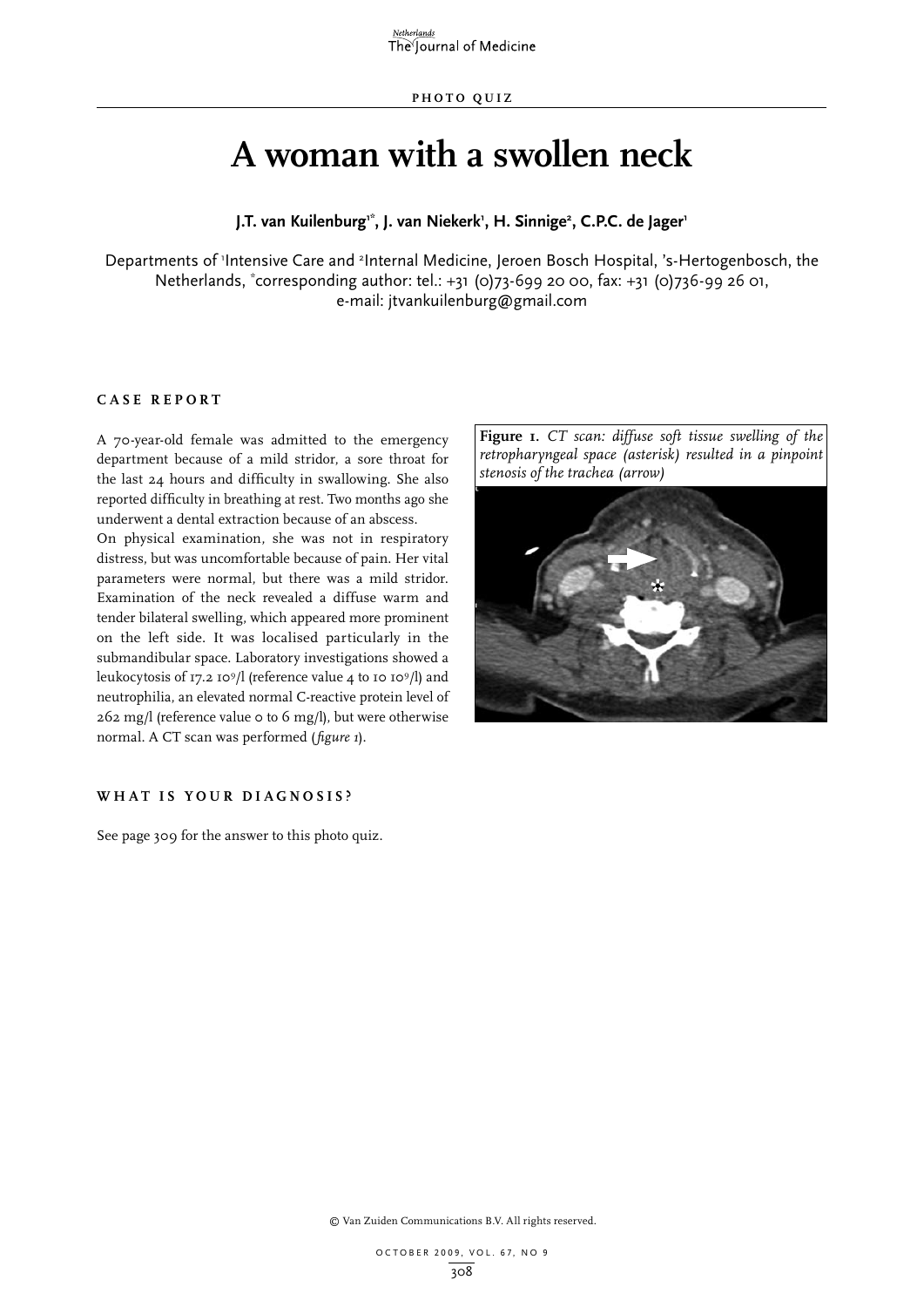PHOTO QUIZ

# A woman with a swollen neck

**J.T. van Kuilenburg[1*], J. van Niekerk[1], H. Sinnige[2], C.P.C. de Jager[1]**

Departments of [1]Intensive Care and [2]Internal Medicine, Jeroen Bosch Hospital, 's-Hertogenbosch, the Netherlands, [*]corresponding author: tel.: +31 (0)73-699 20 00, fax: +31 (0)736-99 26 01, e-mail: jtvankuilenburg@gmail.com

## CASE REPORT

A 70-year-old female was admitted to the emergency department because of a mild stridor, a sore throat for the last 24 hours and difficulty in swallowing. She also reported difficulty in breathing at rest. Two months ago she underwent a dental extraction because of an abscess.

On physical examination, she was not in respiratory distress, but was uncomfortable because of pain. Her vital parameters were normal, but there was a mild stridor. Examination of the neck revealed a diffuse warm and tender bilateral swelling, which appeared more prominent on the left side. It was localised particularly in the submandibular space. Laboratory investigations showed a leukocytosis of 17.2 $10^9$/l (reference value 4 to 10 $10^9$/l) and neutrophilia, an elevated normal C-reactive protein level of 262 mg/l (reference value 0 to 6 mg/l), but were otherwise normal. A CT scan was performed (*figure 1*).

**Figure 1.** *CT scan: diffuse soft tissue swelling of the retropharyngeal space (asterisk) resulted in a pinpoint stenosis of the trachea (arrow)*

## WHAT IS YOUR DIAGNOSIS?

See page 309 for the answer to this photo quiz.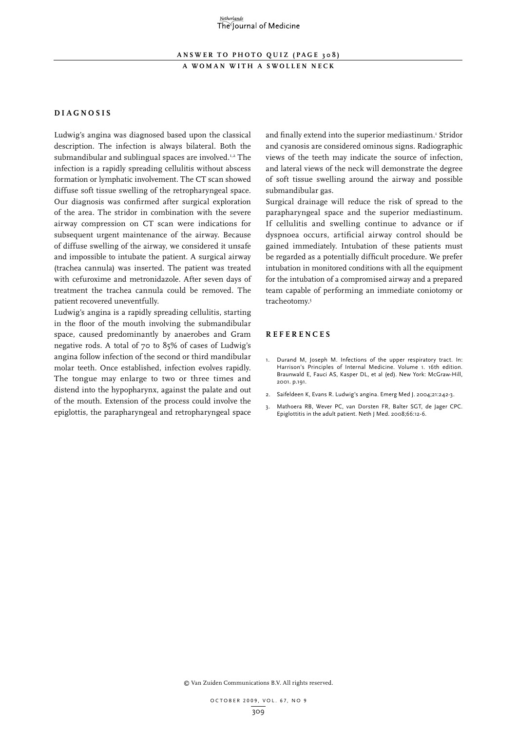## ANSWER TO PHOTO QUIZ (PAGE 308)

### A WOMAN WITH A SWOLLEN NECK

### DIAGNOSIS

Ludwig's angina was diagnosed based upon the classical description. The infection is always bilateral. Both the submandibular and sublingual spaces are involved.[1,2] The infection is a rapidly spreading cellulitis without abscess formation or lymphatic involvement. The CT scan showed diffuse soft tissue swelling of the retropharyngeal space. Our diagnosis was confirmed after surgical exploration of the area. The stridor in combination with the severe airway compression on CT scan were indications for subsequent urgent maintenance of the airway. Because of diffuse swelling of the airway, we considered it unsafe and impossible to intubate the patient. A surgical airway (trachea cannula) was inserted. The patient was treated with cefuroxime and metronidazole. After seven days of treatment the trachea cannula could be removed. The patient recovered uneventfully.

Ludwig's angina is a rapidly spreading cellulitis, starting in the floor of the mouth involving the submandibular space, caused predominantly by anaerobes and Gram negative rods. A total of 70 to 85% of cases of Ludwig's angina follow infection of the second or third mandibular molar teeth. Once established, infection evolves rapidly. The tongue may enlarge to two or three times and distend into the hypopharynx, against the palate and out of the mouth. Extension of the process could involve the epiglottis, the parapharyngeal and retropharyngeal space and finally extend into the superior mediastinum.[1] Stridor and cyanosis are considered ominous signs. Radiographic views of the teeth may indicate the source of infection, and lateral views of the neck will demonstrate the degree of soft tissue swelling around the airway and possible submandibular gas.

Surgical drainage will reduce the risk of spread to the parapharyngeal space and the superior mediastinum. If cellulitis and swelling continue to advance or if dyspnoea occurs, artificial airway control should be gained immediately. Intubation of these patients must be regarded as a potentially difficult procedure. We prefer intubation in monitored conditions with all the equipment for the intubation of a compromised airway and a prepared team capable of performing an immediate coniotomy or tracheotomy.[3]

### REFERENCES

1. Durand M, Joseph M. Infections of the upper respiratory tract. In: Harrison's Principles of Internal Medicine. Volume 1. 16th edition. Braunwald E, Fauci AS, Kasper DL, et al (ed). New York: McGraw-Hill, 2001. p.191.
2. Saifeldeen K, Evans R. Ludwig's angina. Emerg Med J. 2004;21:242-3.
3. Mathoera RB, Wever PC, van Dorsten FR, Balter SGT, de Jager CPC. Epiglottitis in the adult patient. Neth J Med. 2008;66:12-6.

© Van Zuiden Communications B.V. All rights reserved.